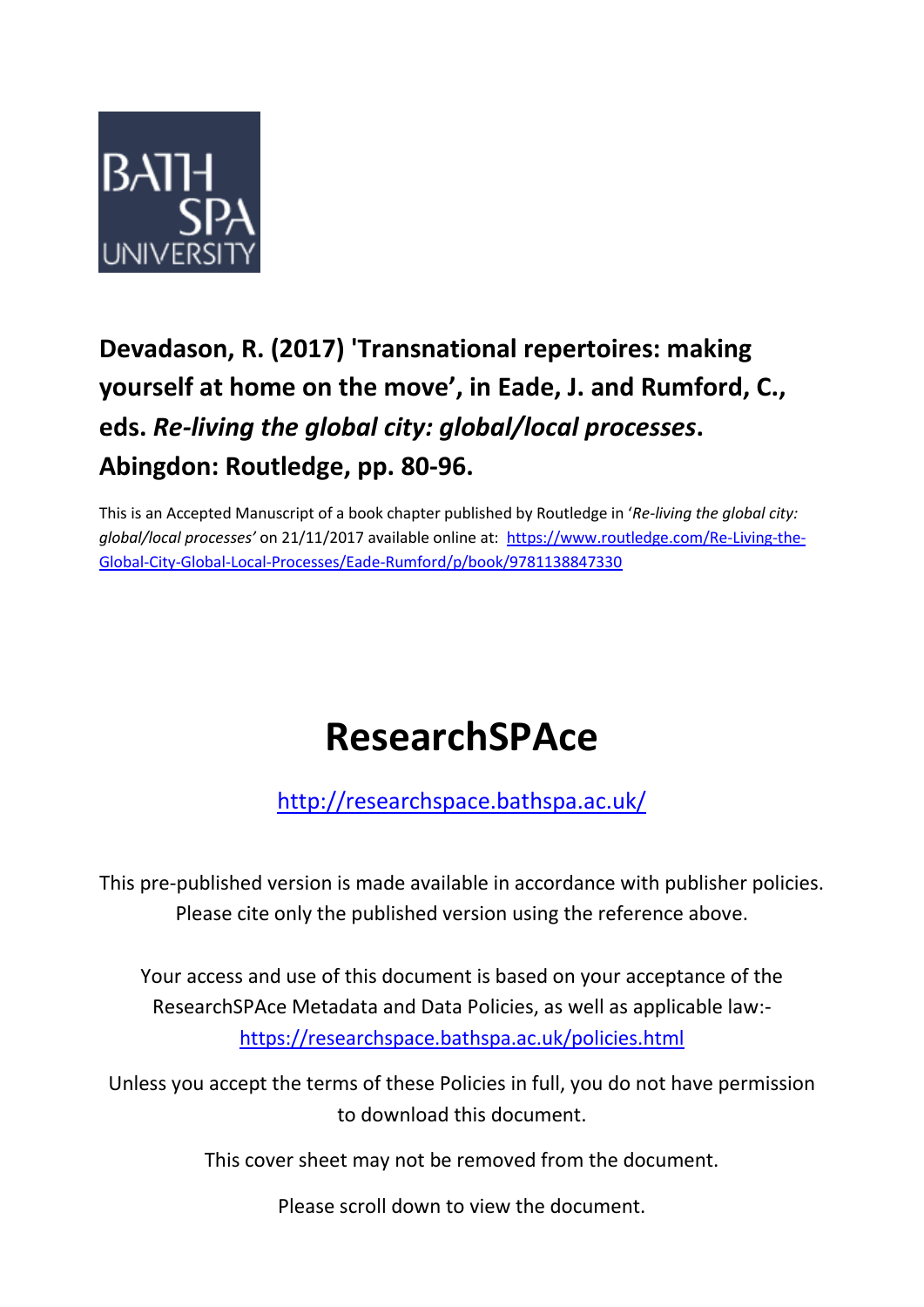BATH SPA UNIVERSITY

**Devadason, R. (2017) 'Transnational repertoires: making yourself at home on the move', in Eade, J. and Rumford, C., eds. *Re-living the global city: global/local processes*. Abingdon: Routledge, pp. 80-96.**

This is an Accepted Manuscript of a book chapter published by Routledge in '*Re-living the global city: global/local processes'* on 21/11/2017 available online at: https://www.routledge.com/Re-Living-the-Global-City-Global-Local-Processes/Eade-Rumford/p/book/9781138847330

# ResearchSPAce

http://researchspace.bathspa.ac.uk/

This pre-published version is made available in accordance with publisher policies. Please cite only the published version using the reference above.

Your access and use of this document is based on your acceptance of the ResearchSPAce Metadata and Data Policies, as well as applicable law:- https://researchspace.bathspa.ac.uk/policies.html

Unless you accept the terms of these Policies in full, you do not have permission to download this document.

This cover sheet may not be removed from the document.

Please scroll down to view the document.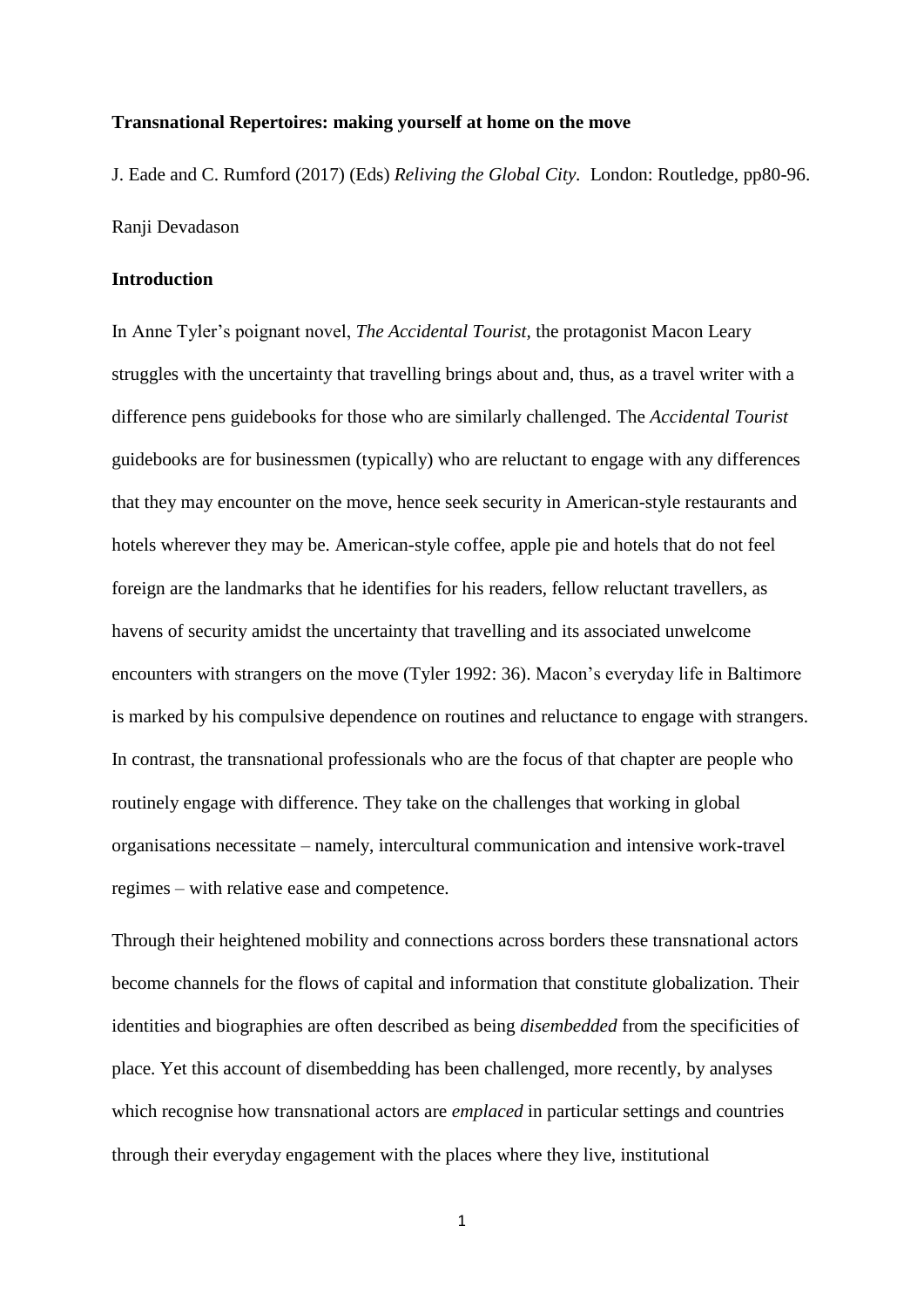**Transnational Repertoires: making yourself at home on the move**

J. Eade and C. Rumford (2017) (Eds) *Reliving the Global City.* London: Routledge, pp80-96.

Ranji Devadason

## Introduction

In Anne Tyler's poignant novel, *The Accidental Tourist*, the protagonist Macon Leary struggles with the uncertainty that travelling brings about and, thus, as a travel writer with a difference pens guidebooks for those who are similarly challenged. The *Accidental Tourist* guidebooks are for businessmen (typically) who are reluctant to engage with any differences that they may encounter on the move, hence seek security in American-style restaurants and hotels wherever they may be. American-style coffee, apple pie and hotels that do not feel foreign are the landmarks that he identifies for his readers, fellow reluctant travellers, as havens of security amidst the uncertainty that travelling and its associated unwelcome encounters with strangers on the move (Tyler 1992: 36). Macon's everyday life in Baltimore is marked by his compulsive dependence on routines and reluctance to engage with strangers. In contrast, the transnational professionals who are the focus of that chapter are people who routinely engage with difference. They take on the challenges that working in global organisations necessitate – namely, intercultural communication and intensive work-travel regimes – with relative ease and competence.

Through their heightened mobility and connections across borders these transnational actors become channels for the flows of capital and information that constitute globalization. Their identities and biographies are often described as being *disembedded* from the specificities of place. Yet this account of disembedding has been challenged, more recently, by analyses which recognise how transnational actors are *emplaced* in particular settings and countries through their everyday engagement with the places where they live, institutional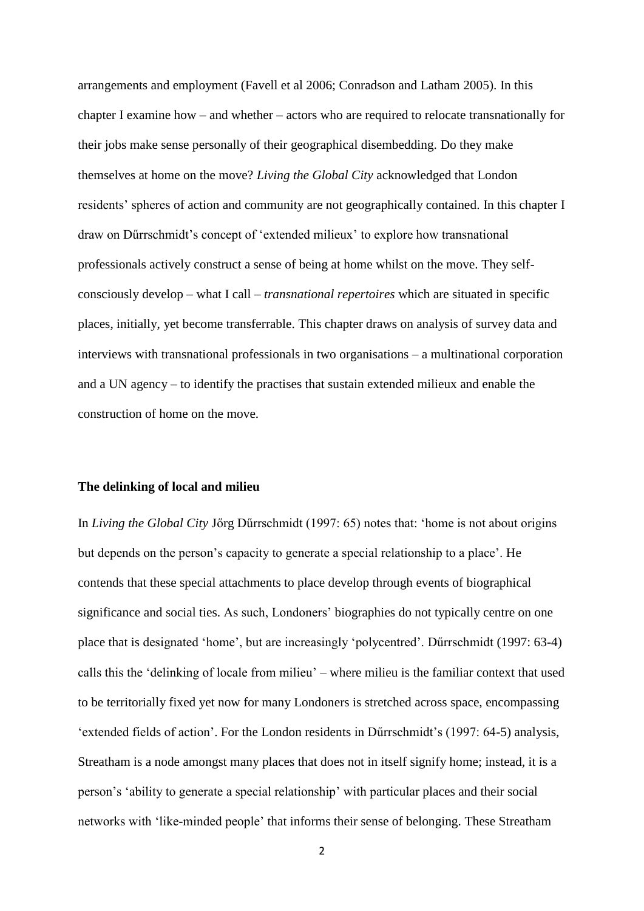arrangements and employment (Favell et al 2006; Conradson and Latham 2005). In this chapter I examine how – and whether – actors who are required to relocate transnationally for their jobs make sense personally of their geographical disembedding. Do they make themselves at home on the move? *Living the Global City* acknowledged that London residents' spheres of action and community are not geographically contained. In this chapter I draw on Dűrrschmidt's concept of 'extended milieux' to explore how transnational professionals actively construct a sense of being at home whilst on the move. They self-consciously develop – what I call – *transnational repertoires* which are situated in specific places, initially, yet become transferrable. This chapter draws on analysis of survey data and interviews with transnational professionals in two organisations – a multinational corporation and a UN agency – to identify the practises that sustain extended milieux and enable the construction of home on the move.

**The delinking of local and milieu**

In *Living the Global City* Jőrg Dűrrschmidt (1997: 65) notes that: 'home is not about origins but depends on the person's capacity to generate a special relationship to a place'. He contends that these special attachments to place develop through events of biographical significance and social ties. As such, Londoners' biographies do not typically centre on one place that is designated 'home', but are increasingly 'polycentred'. Dűrrschmidt (1997: 63-4) calls this the 'delinking of locale from milieu' – where milieu is the familiar context that used to be territorially fixed yet now for many Londoners is stretched across space, encompassing 'extended fields of action'. For the London residents in Dűrrschmidt's (1997: 64-5) analysis, Streatham is a node amongst many places that does not in itself signify home; instead, it is a person's 'ability to generate a special relationship' with particular places and their social networks with 'like-minded people' that informs their sense of belonging. These Streatham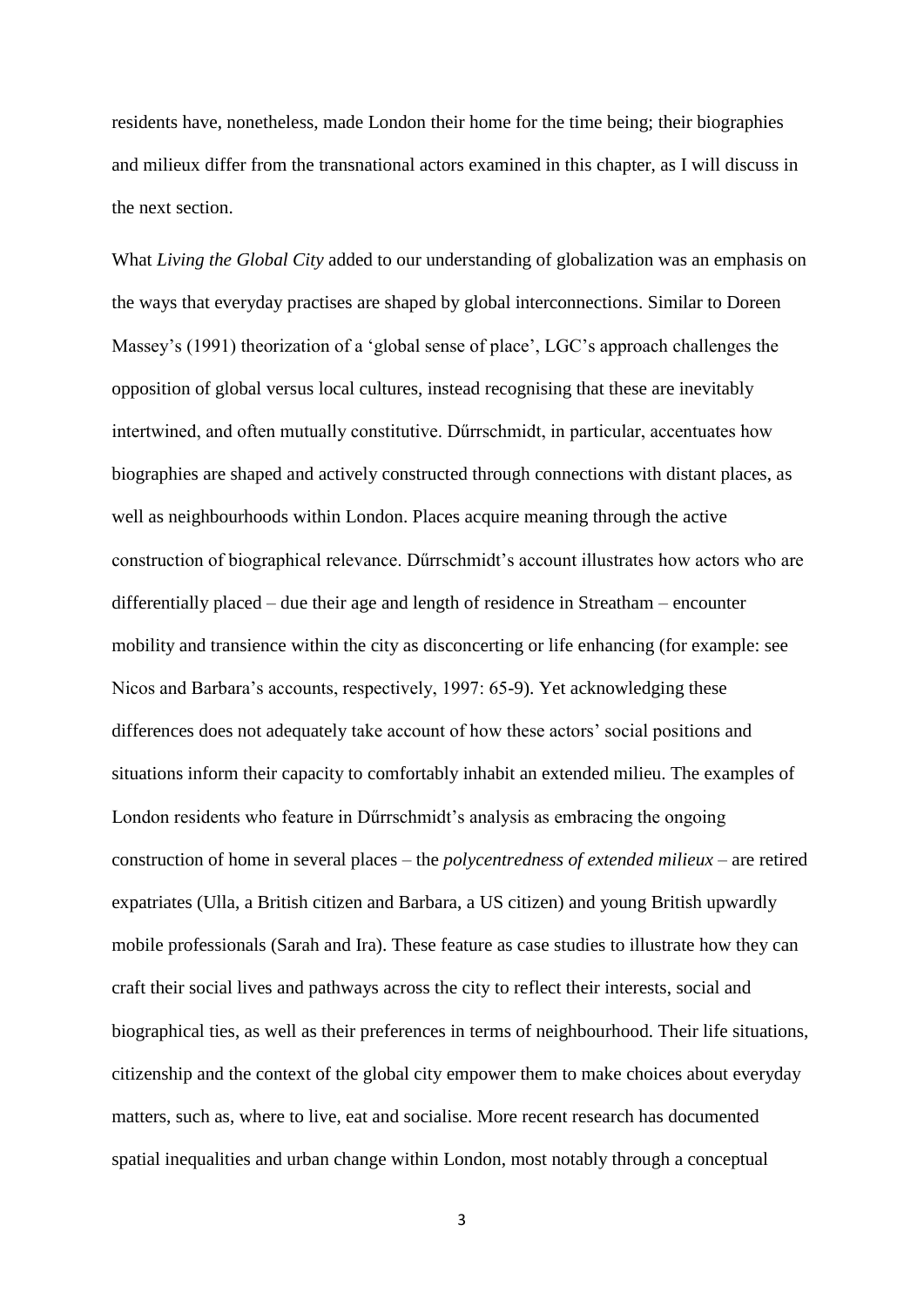residents have, nonetheless, made London their home for the time being; their biographies and milieux differ from the transnational actors examined in this chapter, as I will discuss in the next section.

What *Living the Global City* added to our understanding of globalization was an emphasis on the ways that everyday practises are shaped by global interconnections. Similar to Doreen Massey's (1991) theorization of a 'global sense of place', LGC's approach challenges the opposition of global versus local cultures, instead recognising that these are inevitably intertwined, and often mutually constitutive. Dűrrschmidt, in particular, accentuates how biographies are shaped and actively constructed through connections with distant places, as well as neighbourhoods within London. Places acquire meaning through the active construction of biographical relevance. Dűrrschmidt's account illustrates how actors who are differentially placed – due their age and length of residence in Streatham – encounter mobility and transience within the city as disconcerting or life enhancing (for example: see Nicos and Barbara's accounts, respectively, 1997: 65-9). Yet acknowledging these differences does not adequately take account of how these actors' social positions and situations inform their capacity to comfortably inhabit an extended milieu. The examples of London residents who feature in Dűrrschmidt's analysis as embracing the ongoing construction of home in several places – the *polycentredness of extended milieux* – are retired expatriates (Ulla, a British citizen and Barbara, a US citizen) and young British upwardly mobile professionals (Sarah and Ira). These feature as case studies to illustrate how they can craft their social lives and pathways across the city to reflect their interests, social and biographical ties, as well as their preferences in terms of neighbourhood. Their life situations, citizenship and the context of the global city empower them to make choices about everyday matters, such as, where to live, eat and socialise. More recent research has documented spatial inequalities and urban change within London, most notably through a conceptual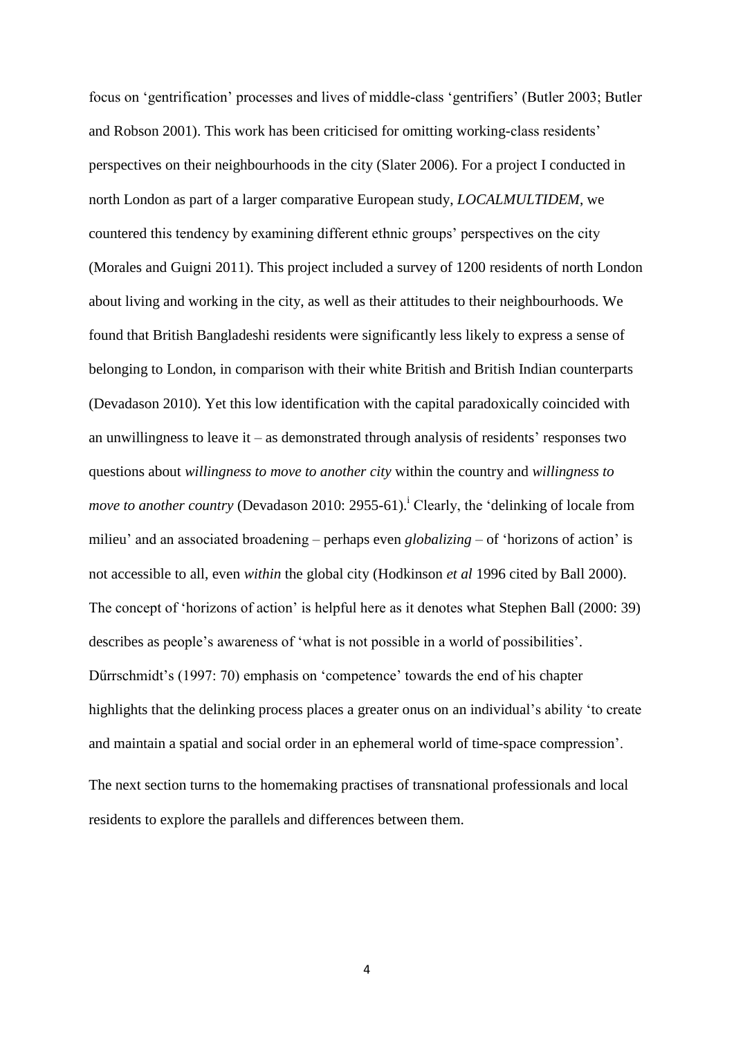focus on 'gentrification' processes and lives of middle-class 'gentrifiers' (Butler 2003; Butler and Robson 2001). This work has been criticised for omitting working-class residents' perspectives on their neighbourhoods in the city (Slater 2006). For a project I conducted in north London as part of a larger comparative European study, *LOCALMULTIDEM*, we countered this tendency by examining different ethnic groups' perspectives on the city (Morales and Guigni 2011). This project included a survey of 1200 residents of north London about living and working in the city, as well as their attitudes to their neighbourhoods. We found that British Bangladeshi residents were significantly less likely to express a sense of belonging to London, in comparison with their white British and British Indian counterparts (Devadason 2010). Yet this low identification with the capital paradoxically coincided with an unwillingness to leave it – as demonstrated through analysis of residents' responses two questions about *willingness to move to another city* within the country and *willingness to move to another country* (Devadason 2010: 2955-61).[i] Clearly, the 'delinking of locale from milieu' and an associated broadening – perhaps even *globalizing* – of 'horizons of action' is not accessible to all, even *within* the global city (Hodkinson *et al* 1996 cited by Ball 2000). The concept of 'horizons of action' is helpful here as it denotes what Stephen Ball (2000: 39) describes as people's awareness of 'what is not possible in a world of possibilities'. Dűrrschmidt's (1997: 70) emphasis on 'competence' towards the end of his chapter highlights that the delinking process places a greater onus on an individual's ability 'to create and maintain a spatial and social order in an ephemeral world of time-space compression'.

The next section turns to the homemaking practises of transnational professionals and local residents to explore the parallels and differences between them.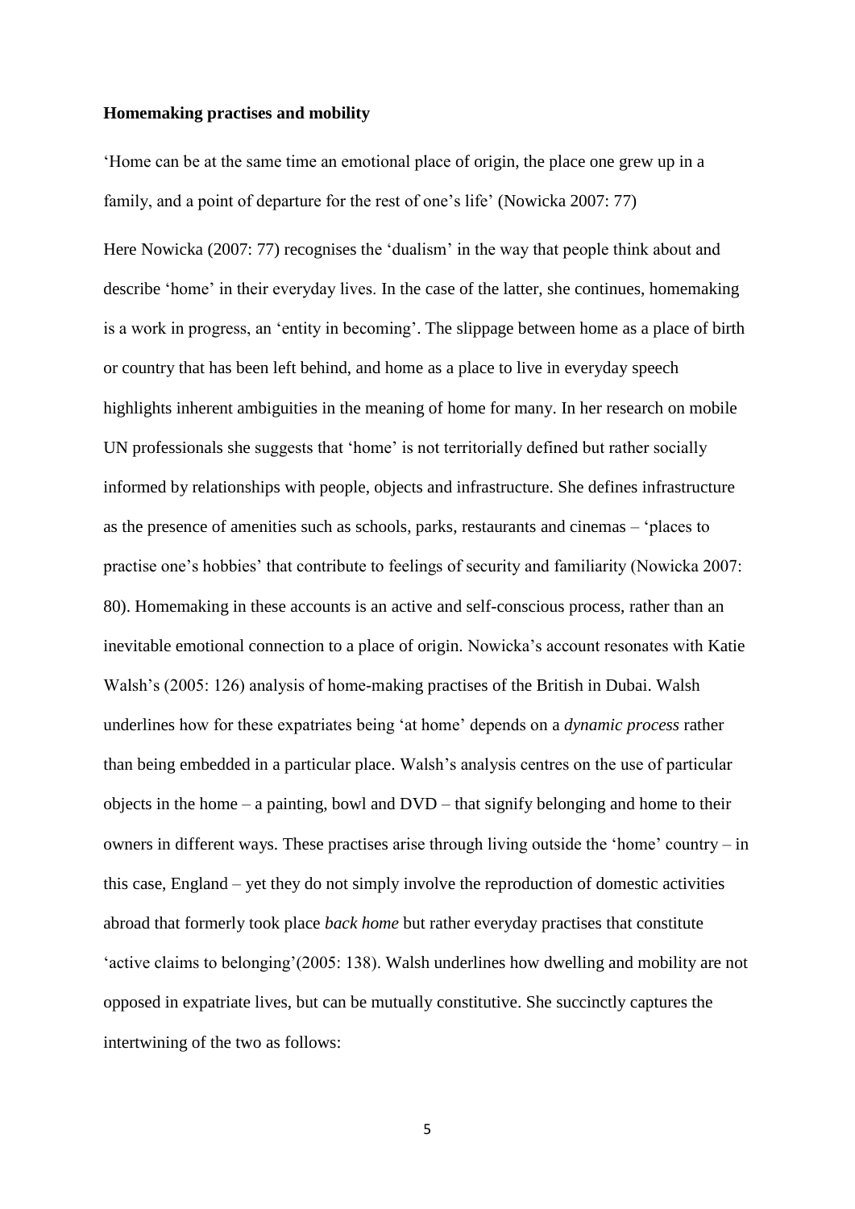**Homemaking practises and mobility**

'Home can be at the same time an emotional place of origin, the place one grew up in a family, and a point of departure for the rest of one's life' (Nowicka 2007: 77)

Here Nowicka (2007: 77) recognises the 'dualism' in the way that people think about and describe 'home' in their everyday lives. In the case of the latter, she continues, homemaking is a work in progress, an 'entity in becoming'. The slippage between home as a place of birth or country that has been left behind, and home as a place to live in everyday speech highlights inherent ambiguities in the meaning of home for many. In her research on mobile UN professionals she suggests that 'home' is not territorially defined but rather socially informed by relationships with people, objects and infrastructure. She defines infrastructure as the presence of amenities such as schools, parks, restaurants and cinemas – 'places to practise one's hobbies' that contribute to feelings of security and familiarity (Nowicka 2007: 80). Homemaking in these accounts is an active and self-conscious process, rather than an inevitable emotional connection to a place of origin. Nowicka's account resonates with Katie Walsh's (2005: 126) analysis of home-making practises of the British in Dubai. Walsh underlines how for these expatriates being 'at home' depends on a *dynamic process* rather than being embedded in a particular place. Walsh's analysis centres on the use of particular objects in the home – a painting, bowl and DVD – that signify belonging and home to their owners in different ways. These practises arise through living outside the 'home' country – in this case, England – yet they do not simply involve the reproduction of domestic activities abroad that formerly took place *back home* but rather everyday practises that constitute 'active claims to belonging'(2005: 138). Walsh underlines how dwelling and mobility are not opposed in expatriate lives, but can be mutually constitutive. She succinctly captures the intertwining of the two as follows: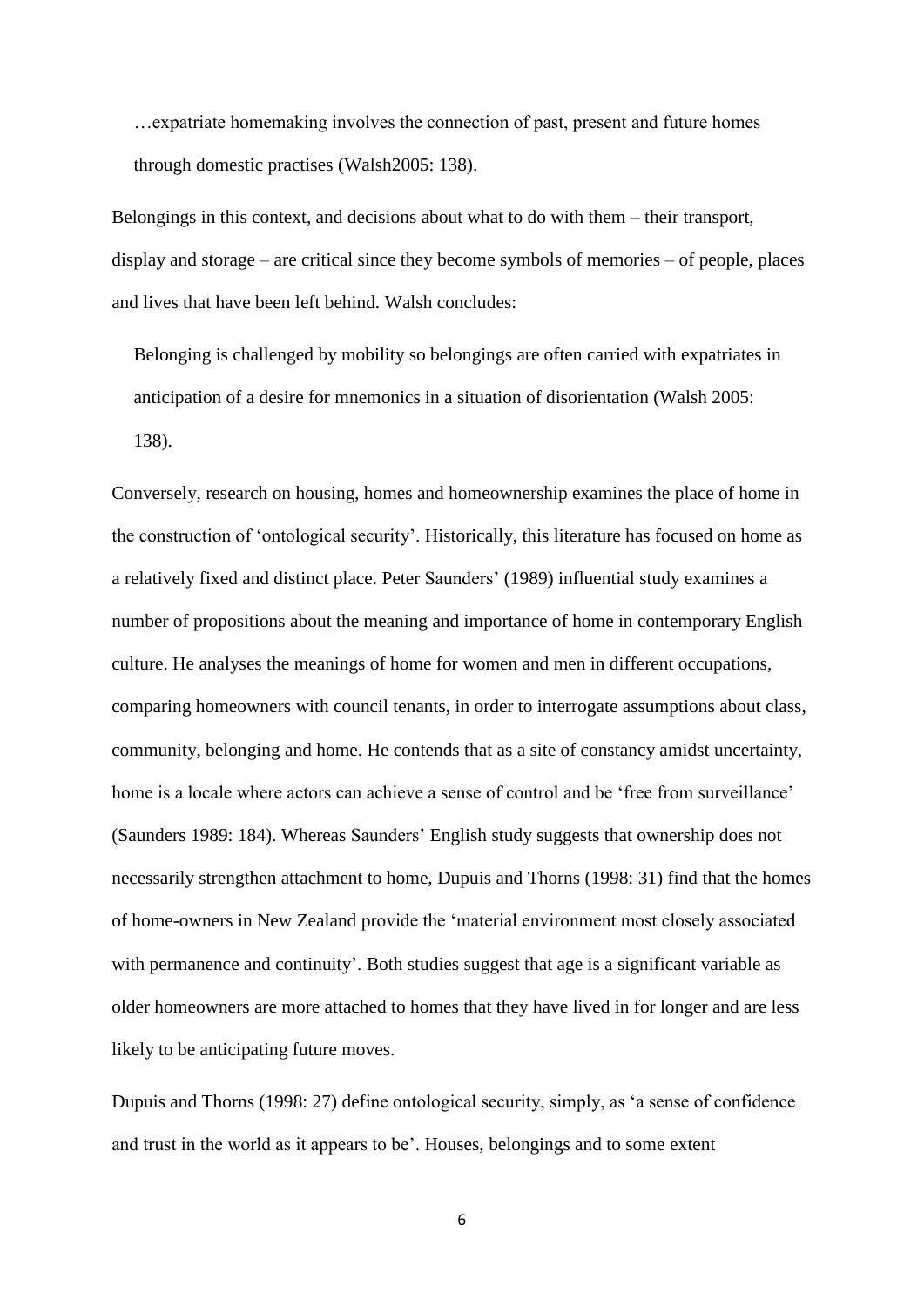> …expatriate homemaking involves the connection of past, present and future homes through domestic practises (Walsh2005: 138).

Belongings in this context, and decisions about what to do with them – their transport, display and storage – are critical since they become symbols of memories – of people, places and lives that have been left behind. Walsh concludes:

> Belonging is challenged by mobility so belongings are often carried with expatriates in anticipation of a desire for mnemonics in a situation of disorientation (Walsh 2005: 138).

Conversely, research on housing, homes and homeownership examines the place of home in the construction of 'ontological security'. Historically, this literature has focused on home as a relatively fixed and distinct place. Peter Saunders' (1989) influential study examines a number of propositions about the meaning and importance of home in contemporary English culture. He analyses the meanings of home for women and men in different occupations, comparing homeowners with council tenants, in order to interrogate assumptions about class, community, belonging and home. He contends that as a site of constancy amidst uncertainty, home is a locale where actors can achieve a sense of control and be 'free from surveillance' (Saunders 1989: 184). Whereas Saunders' English study suggests that ownership does not necessarily strengthen attachment to home, Dupuis and Thorns (1998: 31) find that the homes of home-owners in New Zealand provide the 'material environment most closely associated with permanence and continuity'. Both studies suggest that age is a significant variable as older homeowners are more attached to homes that they have lived in for longer and are less likely to be anticipating future moves.

Dupuis and Thorns (1998: 27) define ontological security, simply, as 'a sense of confidence and trust in the world as it appears to be'. Houses, belongings and to some extent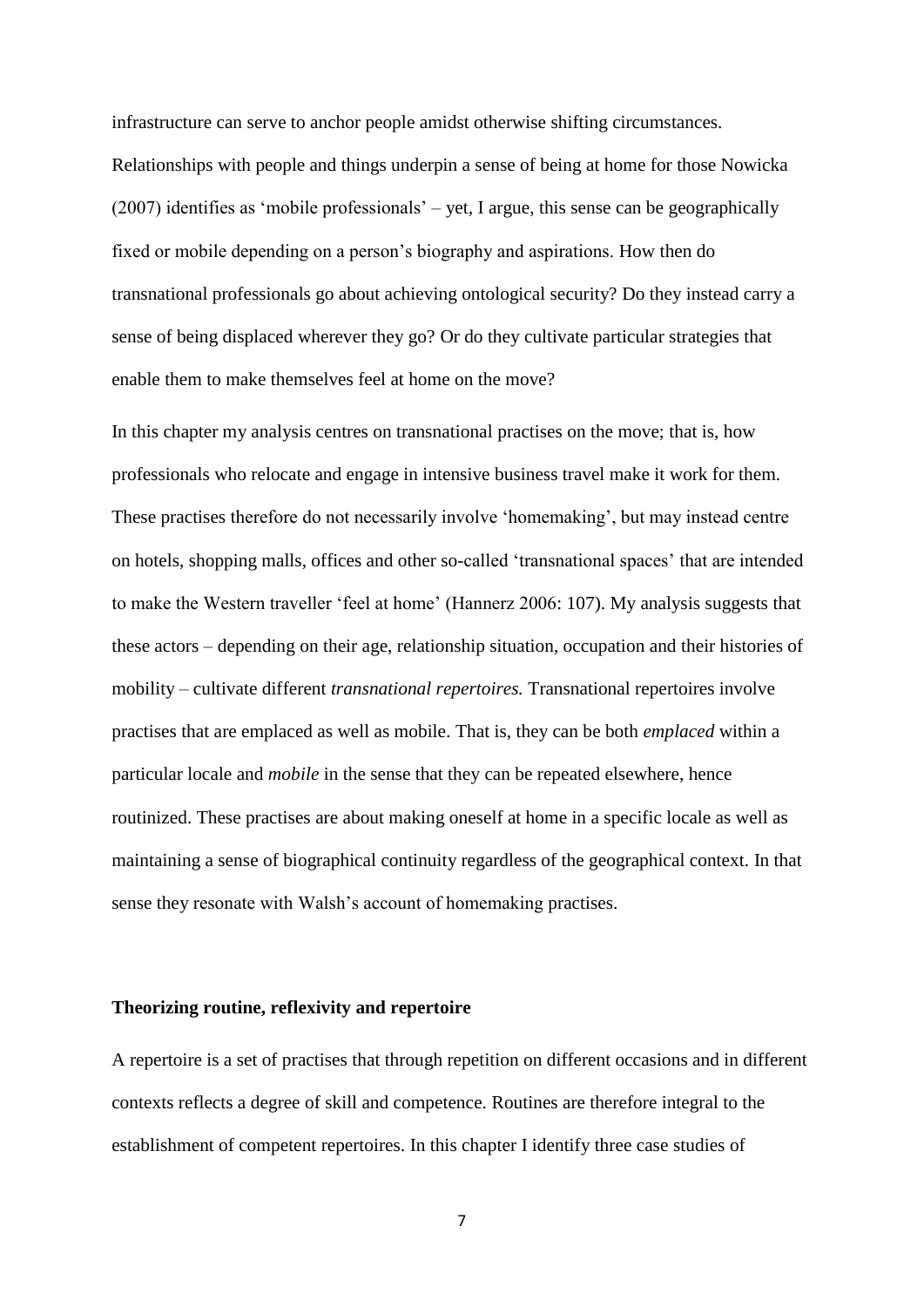infrastructure can serve to anchor people amidst otherwise shifting circumstances. Relationships with people and things underpin a sense of being at home for those Nowicka (2007) identifies as 'mobile professionals' – yet, I argue, this sense can be geographically fixed or mobile depending on a person's biography and aspirations. How then do transnational professionals go about achieving ontological security? Do they instead carry a sense of being displaced wherever they go? Or do they cultivate particular strategies that enable them to make themselves feel at home on the move?

In this chapter my analysis centres on transnational practises on the move; that is, how professionals who relocate and engage in intensive business travel make it work for them. These practises therefore do not necessarily involve 'homemaking', but may instead centre on hotels, shopping malls, offices and other so-called 'transnational spaces' that are intended to make the Western traveller 'feel at home' (Hannerz 2006: 107). My analysis suggests that these actors – depending on their age, relationship situation, occupation and their histories of mobility – cultivate different *transnational repertoires.* Transnational repertoires involve practises that are emplaced as well as mobile. That is, they can be both *emplaced* within a particular locale and *mobile* in the sense that they can be repeated elsewhere, hence routinized. These practises are about making oneself at home in a specific locale as well as maintaining a sense of biographical continuity regardless of the geographical context. In that sense they resonate with Walsh's account of homemaking practises.

## Theorizing routine, reflexivity and repertoire

A repertoire is a set of practises that through repetition on different occasions and in different contexts reflects a degree of skill and competence. Routines are therefore integral to the establishment of competent repertoires. In this chapter I identify three case studies of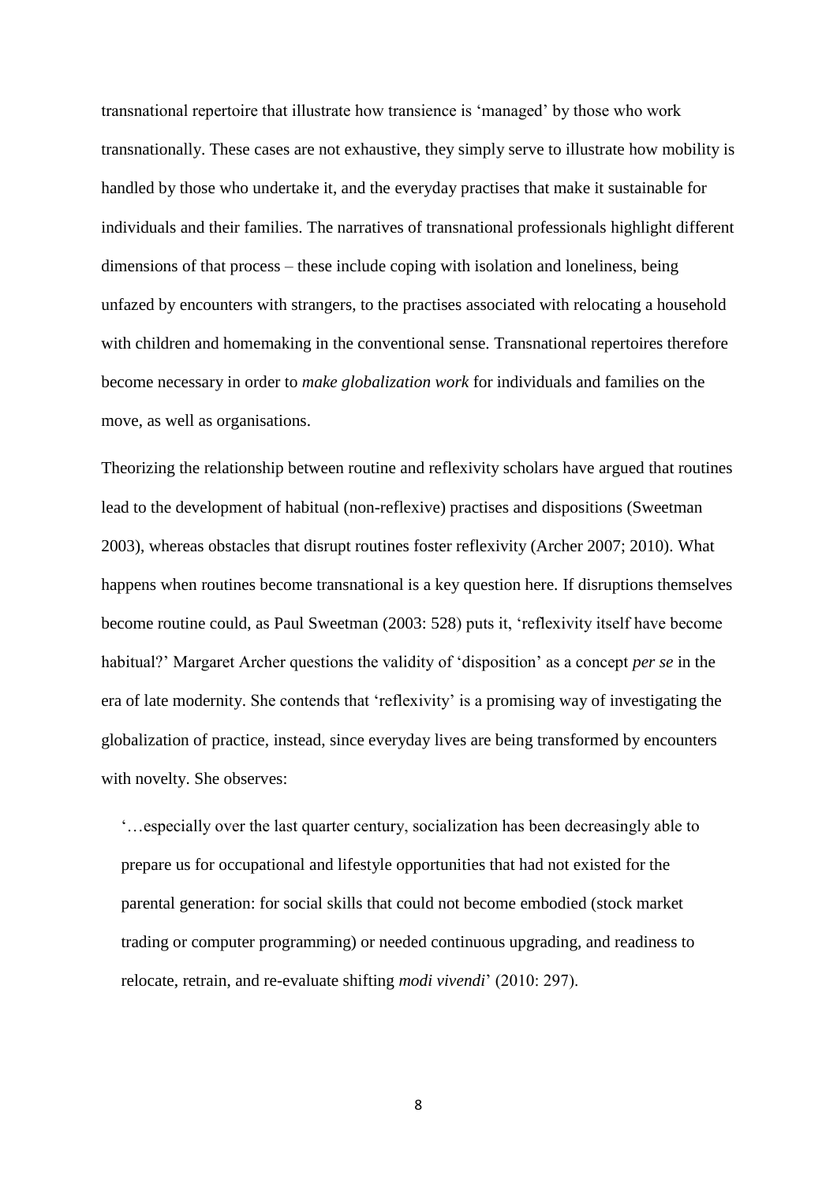transnational repertoire that illustrate how transience is 'managed' by those who work transnationally. These cases are not exhaustive, they simply serve to illustrate how mobility is handled by those who undertake it, and the everyday practises that make it sustainable for individuals and their families. The narratives of transnational professionals highlight different dimensions of that process – these include coping with isolation and loneliness, being unfazed by encounters with strangers, to the practises associated with relocating a household with children and homemaking in the conventional sense. Transnational repertoires therefore become necessary in order to *make globalization work* for individuals and families on the move, as well as organisations.

Theorizing the relationship between routine and reflexivity scholars have argued that routines lead to the development of habitual (non-reflexive) practises and dispositions (Sweetman 2003), whereas obstacles that disrupt routines foster reflexivity (Archer 2007; 2010). What happens when routines become transnational is a key question here. If disruptions themselves become routine could, as Paul Sweetman (2003: 528) puts it, 'reflexivity itself have become habitual?' Margaret Archer questions the validity of 'disposition' as a concept *per se* in the era of late modernity. She contends that 'reflexivity' is a promising way of investigating the globalization of practice, instead, since everyday lives are being transformed by encounters with novelty. She observes:

> '…especially over the last quarter century, socialization has been decreasingly able to prepare us for occupational and lifestyle opportunities that had not existed for the parental generation: for social skills that could not become embodied (stock market trading or computer programming) or needed continuous upgrading, and readiness to relocate, retrain, and re-evaluate shifting *modi vivendi*' (2010: 297).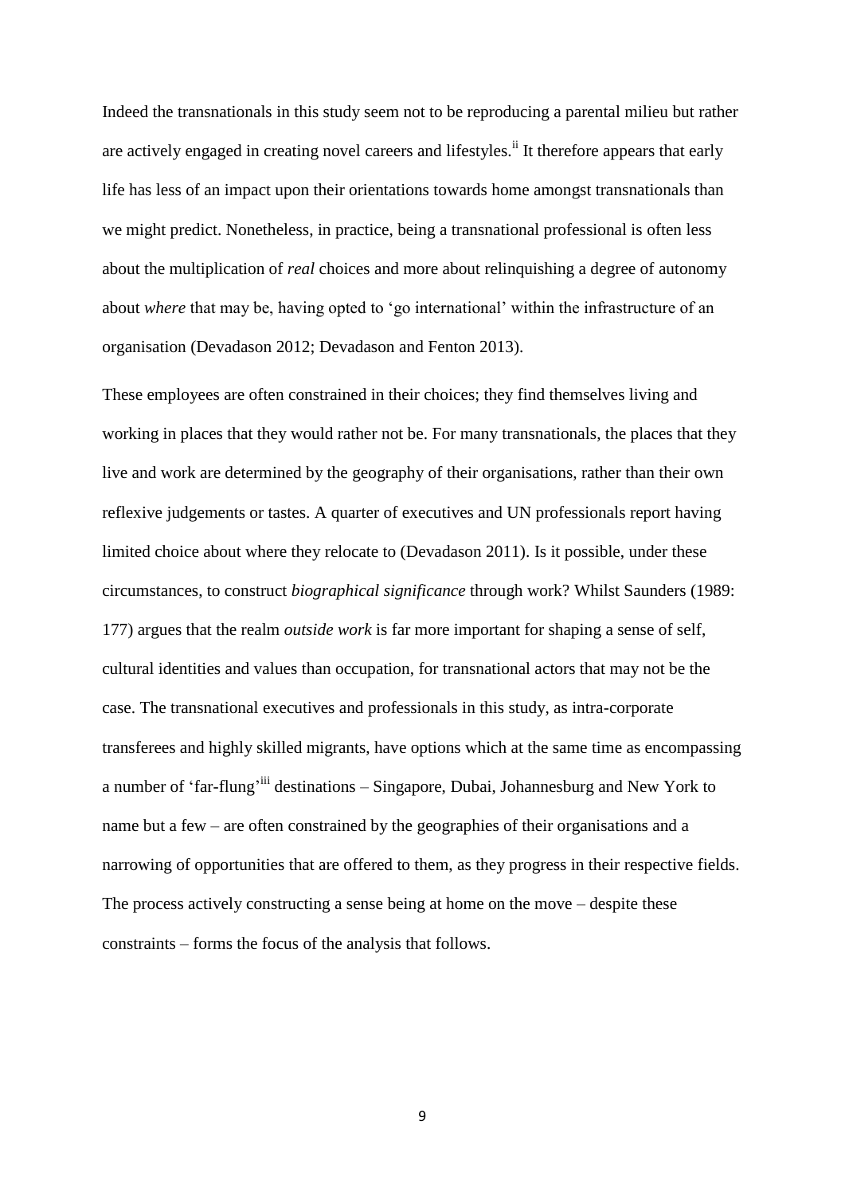Indeed the transnationals in this study seem not to be reproducing a parental milieu but rather are actively engaged in creating novel careers and lifestyles.[ii] It therefore appears that early life has less of an impact upon their orientations towards home amongst transnationals than we might predict. Nonetheless, in practice, being a transnational professional is often less about the multiplication of *real* choices and more about relinquishing a degree of autonomy about *where* that may be, having opted to 'go international' within the infrastructure of an organisation (Devadason 2012; Devadason and Fenton 2013).

These employees are often constrained in their choices; they find themselves living and working in places that they would rather not be. For many transnationals, the places that they live and work are determined by the geography of their organisations, rather than their own reflexive judgements or tastes. A quarter of executives and UN professionals report having limited choice about where they relocate to (Devadason 2011). Is it possible, under these circumstances, to construct *biographical significance* through work? Whilst Saunders (1989: 177) argues that the realm *outside work* is far more important for shaping a sense of self, cultural identities and values than occupation, for transnational actors that may not be the case. The transnational executives and professionals in this study, as intra-corporate transferees and highly skilled migrants, have options which at the same time as encompassing a number of 'far-flung'[iii] destinations – Singapore, Dubai, Johannesburg and New York to name but a few – are often constrained by the geographies of their organisations and a narrowing of opportunities that are offered to them, as they progress in their respective fields. The process actively constructing a sense being at home on the move – despite these constraints – forms the focus of the analysis that follows.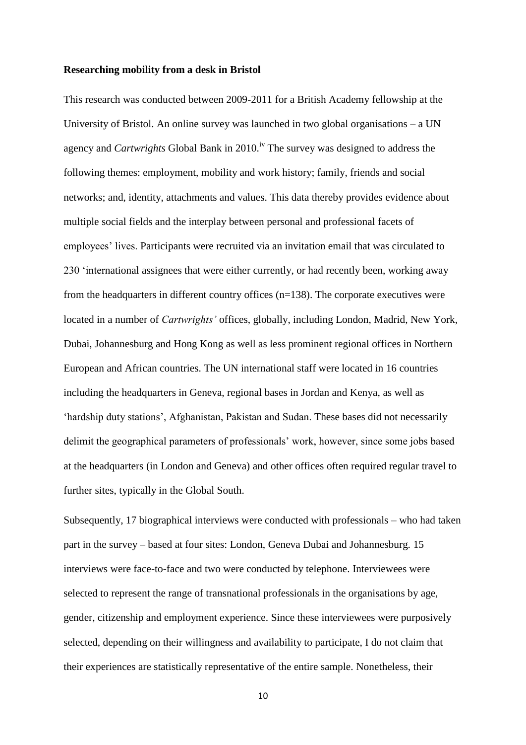**Researching mobility from a desk in Bristol**

This research was conducted between 2009-2011 for a British Academy fellowship at the University of Bristol. An online survey was launched in two global organisations – a UN agency and *Cartwrights* Global Bank in 2010.[iv] The survey was designed to address the following themes: employment, mobility and work history; family, friends and social networks; and, identity, attachments and values. This data thereby provides evidence about multiple social fields and the interplay between personal and professional facets of employees' lives. Participants were recruited via an invitation email that was circulated to 230 'international assignees that were either currently, or had recently been, working away from the headquarters in different country offices (n=138). The corporate executives were located in a number of *Cartwrights'* offices, globally, including London, Madrid, New York, Dubai, Johannesburg and Hong Kong as well as less prominent regional offices in Northern European and African countries. The UN international staff were located in 16 countries including the headquarters in Geneva, regional bases in Jordan and Kenya, as well as 'hardship duty stations', Afghanistan, Pakistan and Sudan. These bases did not necessarily delimit the geographical parameters of professionals' work, however, since some jobs based at the headquarters (in London and Geneva) and other offices often required regular travel to further sites, typically in the Global South.

Subsequently, 17 biographical interviews were conducted with professionals – who had taken part in the survey – based at four sites: London, Geneva Dubai and Johannesburg. 15 interviews were face-to-face and two were conducted by telephone. Interviewees were selected to represent the range of transnational professionals in the organisations by age, gender, citizenship and employment experience. Since these interviewees were purposively selected, depending on their willingness and availability to participate, I do not claim that their experiences are statistically representative of the entire sample. Nonetheless, their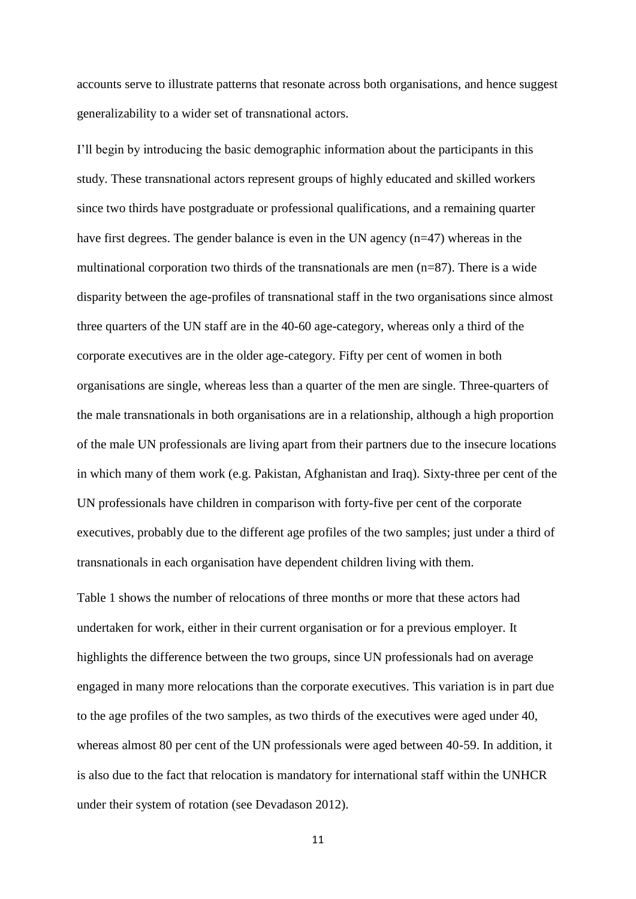accounts serve to illustrate patterns that resonate across both organisations, and hence suggest generalizability to a wider set of transnational actors.

I'll begin by introducing the basic demographic information about the participants in this study. These transnational actors represent groups of highly educated and skilled workers since two thirds have postgraduate or professional qualifications, and a remaining quarter have first degrees. The gender balance is even in the UN agency (n=47) whereas in the multinational corporation two thirds of the transnationals are men (n=87). There is a wide disparity between the age-profiles of transnational staff in the two organisations since almost three quarters of the UN staff are in the 40-60 age-category, whereas only a third of the corporate executives are in the older age-category. Fifty per cent of women in both organisations are single, whereas less than a quarter of the men are single. Three-quarters of the male transnationals in both organisations are in a relationship, although a high proportion of the male UN professionals are living apart from their partners due to the insecure locations in which many of them work (e.g. Pakistan, Afghanistan and Iraq). Sixty-three per cent of the UN professionals have children in comparison with forty-five per cent of the corporate executives, probably due to the different age profiles of the two samples; just under a third of transnationals in each organisation have dependent children living with them.

Table 1 shows the number of relocations of three months or more that these actors had undertaken for work, either in their current organisation or for a previous employer. It highlights the difference between the two groups, since UN professionals had on average engaged in many more relocations than the corporate executives. This variation is in part due to the age profiles of the two samples, as two thirds of the executives were aged under 40, whereas almost 80 per cent of the UN professionals were aged between 40-59. In addition, it is also due to the fact that relocation is mandatory for international staff within the UNHCR under their system of rotation (see Devadason 2012).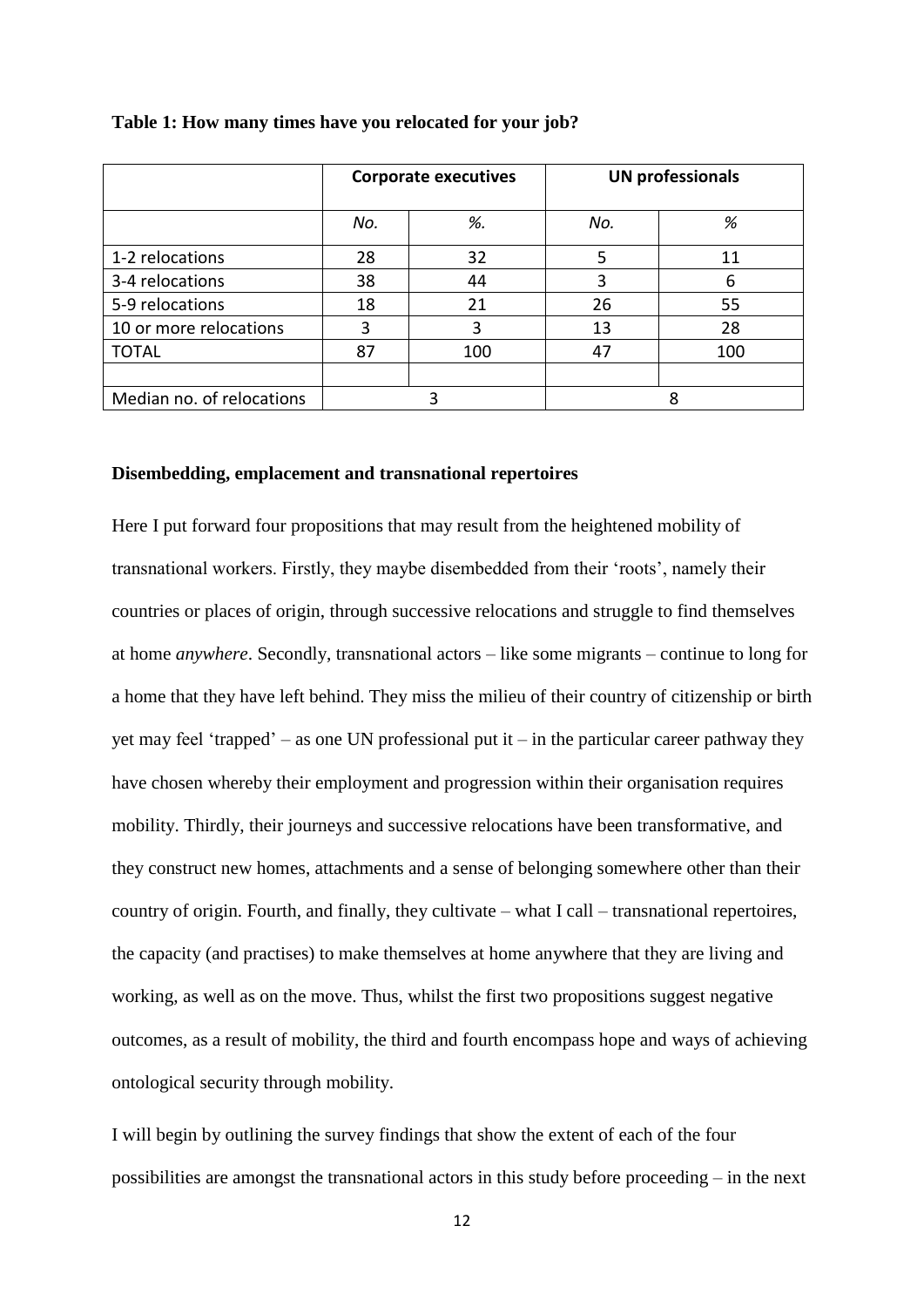**Table 1: How many times have you relocated for your job?**

| | Corporate executives | | UN professionals | |
|---|---|---|---|---|
| | *No.* | *%.* | *No.* | *%* |
| 1-2 relocations | 28 | 32 | 5 | 11 |
| 3-4 relocations | 38 | 44 | 3 | 6 |
| 5-9 relocations | 18 | 21 | 26 | 55 |
| 10 or more relocations | 3 | 3 | 13 | 28 |
| TOTAL | 87 | 100 | 47 | 100 |
| | | | | |
| Median no. of relocations | 3 | | 8 | |

**Disembedding, emplacement and transnational repertoires**

Here I put forward four propositions that may result from the heightened mobility of transnational workers. Firstly, they maybe disembedded from their 'roots', namely their countries or places of origin, through successive relocations and struggle to find themselves at home *anywhere*. Secondly, transnational actors – like some migrants – continue to long for a home that they have left behind. They miss the milieu of their country of citizenship or birth yet may feel 'trapped' – as one UN professional put it – in the particular career pathway they have chosen whereby their employment and progression within their organisation requires mobility. Thirdly, their journeys and successive relocations have been transformative, and they construct new homes, attachments and a sense of belonging somewhere other than their country of origin. Fourth, and finally, they cultivate – what I call – transnational repertoires, the capacity (and practises) to make themselves at home anywhere that they are living and working, as well as on the move. Thus, whilst the first two propositions suggest negative outcomes, as a result of mobility, the third and fourth encompass hope and ways of achieving ontological security through mobility.

I will begin by outlining the survey findings that show the extent of each of the four possibilities are amongst the transnational actors in this study before proceeding – in the next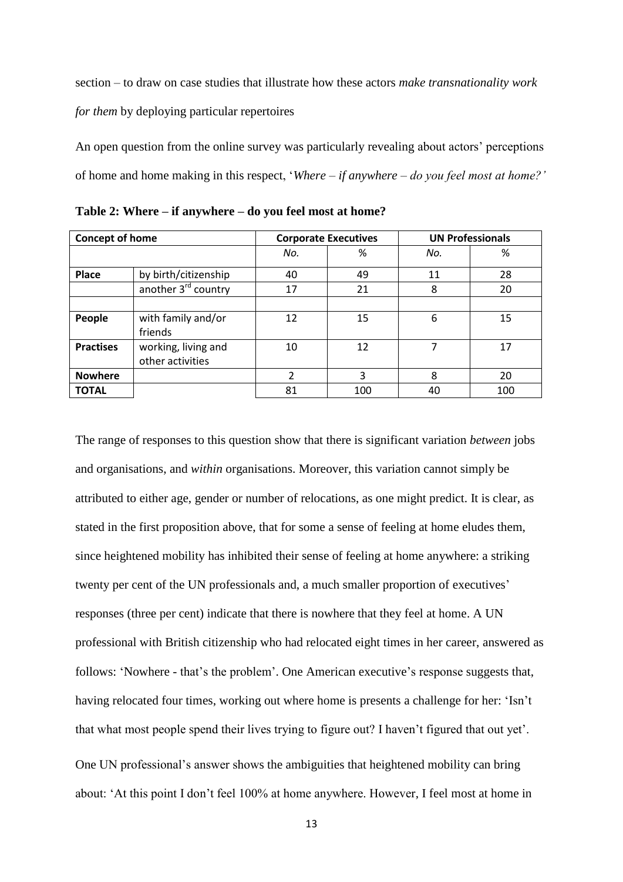section – to draw on case studies that illustrate how these actors *make transnationality work for them* by deploying particular repertoires

An open question from the online survey was particularly revealing about actors' perceptions of home and home making in this respect, '*Where – if anywhere – do you feel most at home?'*

**Table 2: Where – if anywhere – do you feel most at home?**

| **Concept of home** | | **Corporate Executives** | | **UN Professionals** | |
|---|---|---|---|---|---|
| | | *No.* | *%* | *No.* | *%* |
| **Place** | by birth/citizenship | 40 | 49 | 11 | 28 |
| | another 3rd country | 17 | 21 | 8 | 20 |
| | | | | | |
| **People** | with family and/or friends | 12 | 15 | 6 | 15 |
| **Practises** | working, living and other activities | 10 | 12 | 7 | 17 |
| **Nowhere** | | 2 | 3 | 8 | 20 |
| **TOTAL** | | 81 | 100 | 40 | 100 |

The range of responses to this question show that there is significant variation *between* jobs and organisations, and *within* organisations. Moreover, this variation cannot simply be attributed to either age, gender or number of relocations, as one might predict. It is clear, as stated in the first proposition above, that for some a sense of feeling at home eludes them, since heightened mobility has inhibited their sense of feeling at home anywhere: a striking twenty per cent of the UN professionals and, a much smaller proportion of executives' responses (three per cent) indicate that there is nowhere that they feel at home. A UN professional with British citizenship who had relocated eight times in her career, answered as follows: 'Nowhere - that's the problem'. One American executive's response suggests that, having relocated four times, working out where home is presents a challenge for her: 'Isn't that what most people spend their lives trying to figure out? I haven't figured that out yet'.

One UN professional's answer shows the ambiguities that heightened mobility can bring about: 'At this point I don't feel 100% at home anywhere. However, I feel most at home in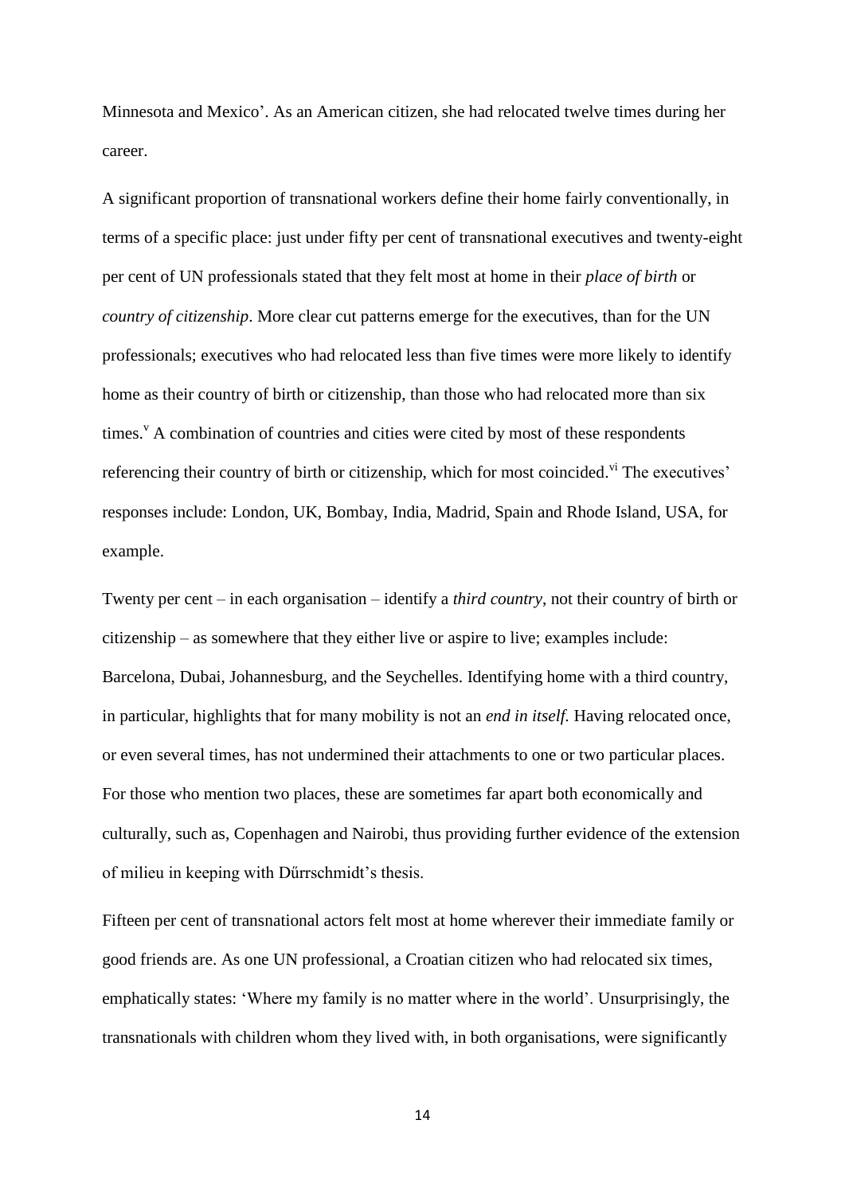Minnesota and Mexico'. As an American citizen, she had relocated twelve times during her career.

A significant proportion of transnational workers define their home fairly conventionally, in terms of a specific place: just under fifty per cent of transnational executives and twenty-eight per cent of UN professionals stated that they felt most at home in their *place of birth* or *country of citizenship*. More clear cut patterns emerge for the executives, than for the UN professionals; executives who had relocated less than five times were more likely to identify home as their country of birth or citizenship, than those who had relocated more than six times.[v] A combination of countries and cities were cited by most of these respondents referencing their country of birth or citizenship, which for most coincided.[vi] The executives' responses include: London, UK, Bombay, India, Madrid, Spain and Rhode Island, USA, for example.

Twenty per cent – in each organisation – identify a *third country*, not their country of birth or citizenship – as somewhere that they either live or aspire to live; examples include: Barcelona, Dubai, Johannesburg, and the Seychelles. Identifying home with a third country, in particular, highlights that for many mobility is not an *end in itself.* Having relocated once, or even several times, has not undermined their attachments to one or two particular places. For those who mention two places, these are sometimes far apart both economically and culturally, such as, Copenhagen and Nairobi, thus providing further evidence of the extension of milieu in keeping with Dűrrschmidt's thesis.

Fifteen per cent of transnational actors felt most at home wherever their immediate family or good friends are. As one UN professional, a Croatian citizen who had relocated six times, emphatically states: 'Where my family is no matter where in the world'. Unsurprisingly, the transnationals with children whom they lived with, in both organisations, were significantly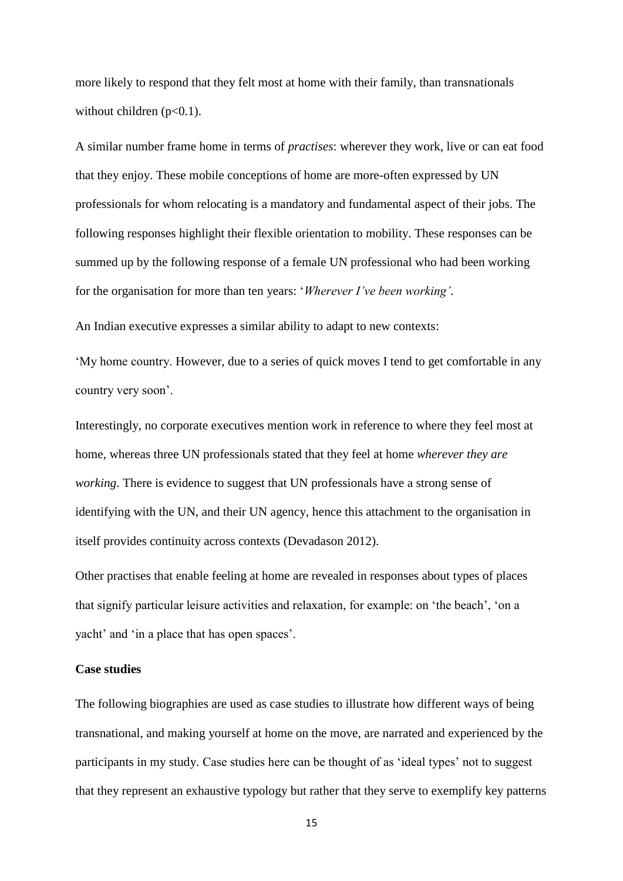more likely to respond that they felt most at home with their family, than transnationals without children ($p<0.1$).

A similar number frame home in terms of *practises*: wherever they work, live or can eat food that they enjoy. These mobile conceptions of home are more-often expressed by UN professionals for whom relocating is a mandatory and fundamental aspect of their jobs. The following responses highlight their flexible orientation to mobility. These responses can be summed up by the following response of a female UN professional who had been working for the organisation for more than ten years: '*Wherever I've been working'*.

An Indian executive expresses a similar ability to adapt to new contexts:

'My home country. However, due to a series of quick moves I tend to get comfortable in any country very soon'.

Interestingly, no corporate executives mention work in reference to where they feel most at home, whereas three UN professionals stated that they feel at home *wherever they are working*. There is evidence to suggest that UN professionals have a strong sense of identifying with the UN, and their UN agency, hence this attachment to the organisation in itself provides continuity across contexts (Devadason 2012).

Other practises that enable feeling at home are revealed in responses about types of places that signify particular leisure activities and relaxation, for example: on 'the beach', 'on a yacht' and 'in a place that has open spaces'.

**Case studies**

The following biographies are used as case studies to illustrate how different ways of being transnational, and making yourself at home on the move, are narrated and experienced by the participants in my study. Case studies here can be thought of as 'ideal types' not to suggest that they represent an exhaustive typology but rather that they serve to exemplify key patterns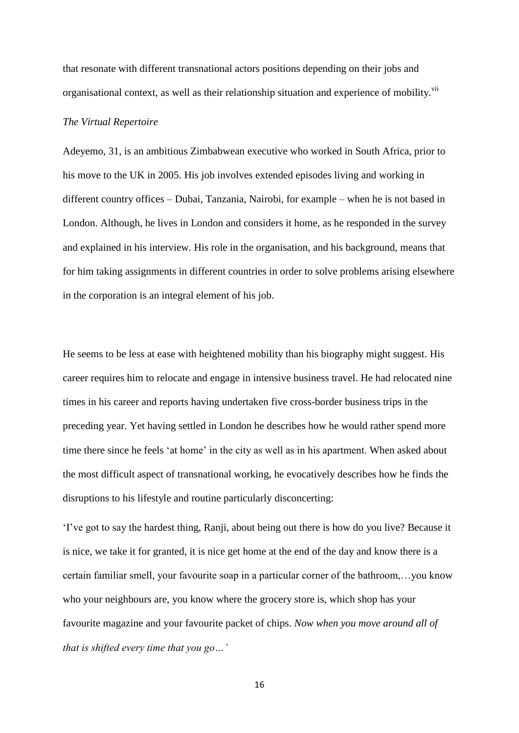that resonate with different transnational actors positions depending on their jobs and organisational context, as well as their relationship situation and experience of mobility.[vii]

*The Virtual Repertoire*

Adeyemo, 31, is an ambitious Zimbabwean executive who worked in South Africa, prior to his move to the UK in 2005. His job involves extended episodes living and working in different country offices – Dubai, Tanzania, Nairobi, for example – when he is not based in London. Although, he lives in London and considers it home, as he responded in the survey and explained in his interview. His role in the organisation, and his background, means that for him taking assignments in different countries in order to solve problems arising elsewhere in the corporation is an integral element of his job.

He seems to be less at ease with heightened mobility than his biography might suggest. His career requires him to relocate and engage in intensive business travel. He had relocated nine times in his career and reports having undertaken five cross-border business trips in the preceding year. Yet having settled in London he describes how he would rather spend more time there since he feels 'at home' in the city as well as in his apartment. When asked about the most difficult aspect of transnational working, he evocatively describes how he finds the disruptions to his lifestyle and routine particularly disconcerting:

'I've got to say the hardest thing, Ranji, about being out there is how do you live? Because it is nice, we take it for granted, it is nice get home at the end of the day and know there is a certain familiar smell, your favourite soap in a particular corner of the bathroom,…you know who your neighbours are, you know where the grocery store is, which shop has your favourite magazine and your favourite packet of chips. *Now when you move around all of that is shifted every time that you go…'*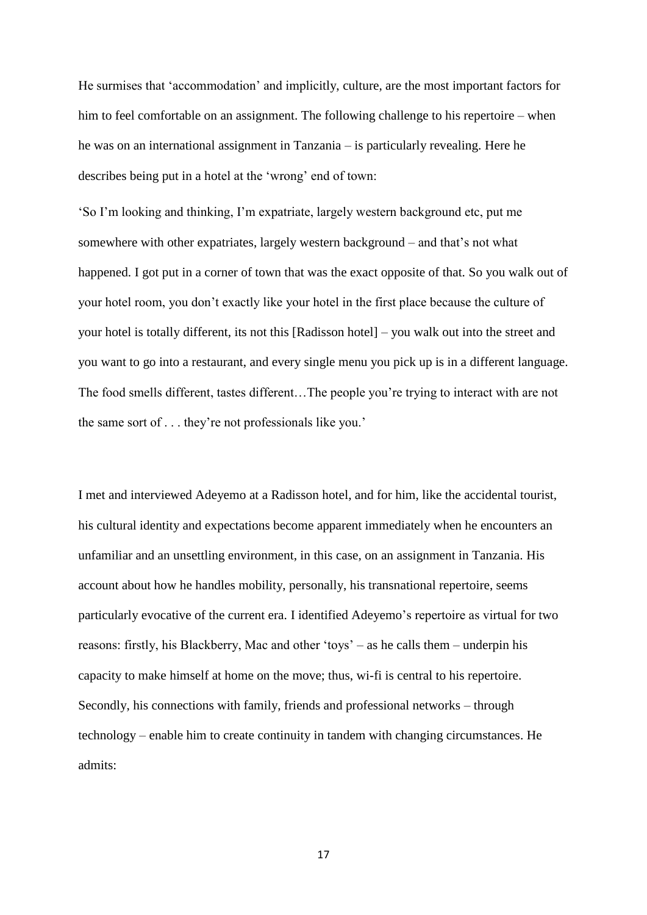He surmises that 'accommodation' and implicitly, culture, are the most important factors for him to feel comfortable on an assignment. The following challenge to his repertoire – when he was on an international assignment in Tanzania – is particularly revealing. Here he describes being put in a hotel at the 'wrong' end of town:

'So I'm looking and thinking, I'm expatriate, largely western background etc, put me somewhere with other expatriates, largely western background – and that's not what happened. I got put in a corner of town that was the exact opposite of that. So you walk out of your hotel room, you don't exactly like your hotel in the first place because the culture of your hotel is totally different, its not this [Radisson hotel] – you walk out into the street and you want to go into a restaurant, and every single menu you pick up is in a different language. The food smells different, tastes different…The people you're trying to interact with are not the same sort of . . . they're not professionals like you.'

I met and interviewed Adeyemo at a Radisson hotel, and for him, like the accidental tourist, his cultural identity and expectations become apparent immediately when he encounters an unfamiliar and an unsettling environment, in this case, on an assignment in Tanzania. His account about how he handles mobility, personally, his transnational repertoire, seems particularly evocative of the current era. I identified Adeyemo's repertoire as virtual for two reasons: firstly, his Blackberry, Mac and other 'toys' – as he calls them – underpin his capacity to make himself at home on the move; thus, wi-fi is central to his repertoire. Secondly, his connections with family, friends and professional networks – through technology – enable him to create continuity in tandem with changing circumstances. He admits: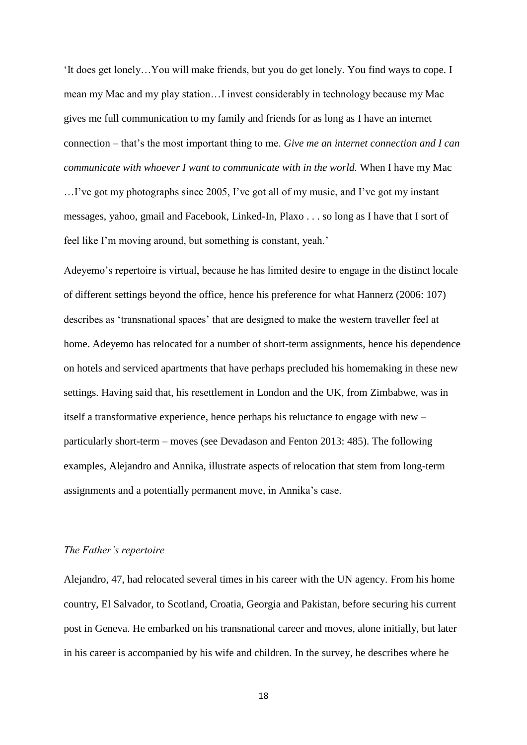'It does get lonely…You will make friends, but you do get lonely. You find ways to cope. I mean my Mac and my play station…I invest considerably in technology because my Mac gives me full communication to my family and friends for as long as I have an internet connection – that's the most important thing to me. *Give me an internet connection and I can communicate with whoever I want to communicate with in the world.* When I have my Mac …I've got my photographs since 2005, I've got all of my music, and I've got my instant messages, yahoo, gmail and Facebook, Linked-In, Plaxo . . . so long as I have that I sort of feel like I'm moving around, but something is constant, yeah.'

Adeyemo's repertoire is virtual, because he has limited desire to engage in the distinct locale of different settings beyond the office, hence his preference for what Hannerz (2006: 107) describes as 'transnational spaces' that are designed to make the western traveller feel at home. Adeyemo has relocated for a number of short-term assignments, hence his dependence on hotels and serviced apartments that have perhaps precluded his homemaking in these new settings. Having said that, his resettlement in London and the UK, from Zimbabwe, was in itself a transformative experience, hence perhaps his reluctance to engage with new – particularly short-term – moves (see Devadason and Fenton 2013: 485). The following examples, Alejandro and Annika, illustrate aspects of relocation that stem from long-term assignments and a potentially permanent move, in Annika's case.

### *The Father's repertoire*

Alejandro, 47, had relocated several times in his career with the UN agency. From his home country, El Salvador, to Scotland, Croatia, Georgia and Pakistan, before securing his current post in Geneva. He embarked on his transnational career and moves, alone initially, but later in his career is accompanied by his wife and children. In the survey, he describes where he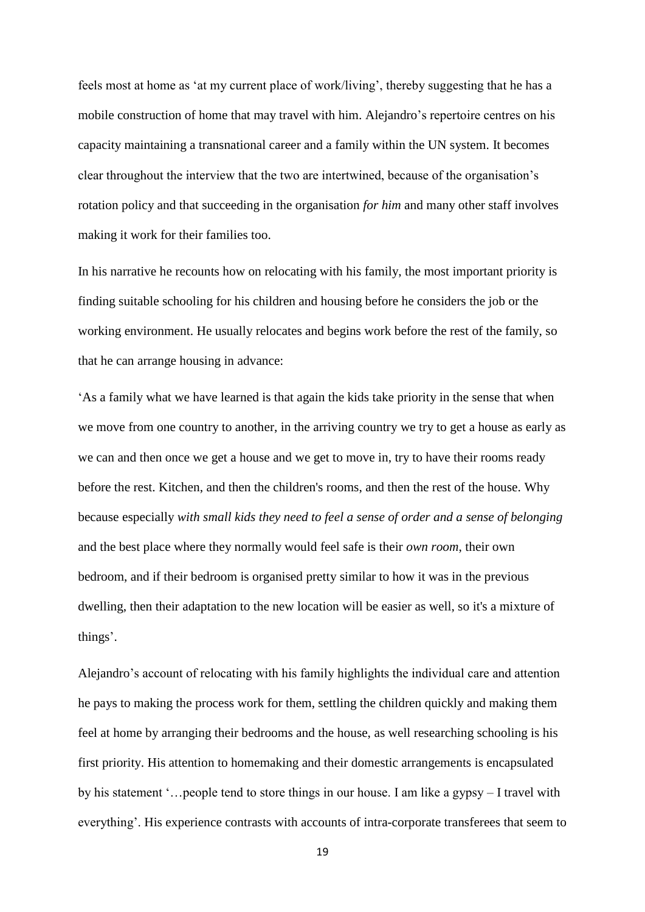feels most at home as 'at my current place of work/living', thereby suggesting that he has a mobile construction of home that may travel with him. Alejandro's repertoire centres on his capacity maintaining a transnational career and a family within the UN system. It becomes clear throughout the interview that the two are intertwined, because of the organisation's rotation policy and that succeeding in the organisation *for him* and many other staff involves making it work for their families too.

In his narrative he recounts how on relocating with his family, the most important priority is finding suitable schooling for his children and housing before he considers the job or the working environment. He usually relocates and begins work before the rest of the family, so that he can arrange housing in advance:

'As a family what we have learned is that again the kids take priority in the sense that when we move from one country to another, in the arriving country we try to get a house as early as we can and then once we get a house and we get to move in, try to have their rooms ready before the rest. Kitchen, and then the children's rooms, and then the rest of the house. Why because especially *with small kids they need to feel a sense of order and a sense of belonging* and the best place where they normally would feel safe is their *own room*, their own bedroom, and if their bedroom is organised pretty similar to how it was in the previous dwelling, then their adaptation to the new location will be easier as well, so it's a mixture of things'.

Alejandro's account of relocating with his family highlights the individual care and attention he pays to making the process work for them, settling the children quickly and making them feel at home by arranging their bedrooms and the house, as well researching schooling is his first priority. His attention to homemaking and their domestic arrangements is encapsulated by his statement '…people tend to store things in our house. I am like a gypsy – I travel with everything'. His experience contrasts with accounts of intra-corporate transferees that seem to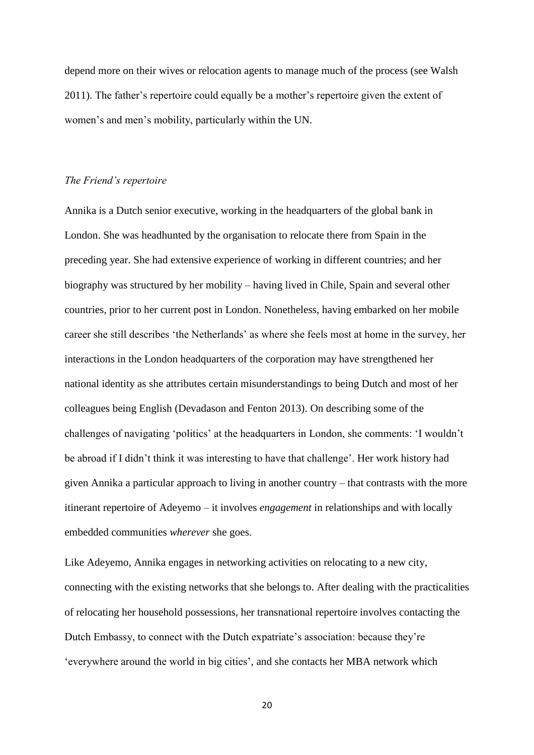depend more on their wives or relocation agents to manage much of the process (see Walsh 2011). The father's repertoire could equally be a mother's repertoire given the extent of women's and men's mobility, particularly within the UN.

### *The Friend's repertoire*

Annika is a Dutch senior executive, working in the headquarters of the global bank in London. She was headhunted by the organisation to relocate there from Spain in the preceding year. She had extensive experience of working in different countries; and her biography was structured by her mobility – having lived in Chile, Spain and several other countries, prior to her current post in London. Nonetheless, having embarked on her mobile career she still describes 'the Netherlands' as where she feels most at home in the survey, her interactions in the London headquarters of the corporation may have strengthened her national identity as she attributes certain misunderstandings to being Dutch and most of her colleagues being English (Devadason and Fenton 2013). On describing some of the challenges of navigating 'politics' at the headquarters in London, she comments: 'I wouldn't be abroad if I didn't think it was interesting to have that challenge'. Her work history had given Annika a particular approach to living in another country – that contrasts with the more itinerant repertoire of Adeyemo – it involves *engagement* in relationships and with locally embedded communities *wherever* she goes.

Like Adeyemo, Annika engages in networking activities on relocating to a new city, connecting with the existing networks that she belongs to. After dealing with the practicalities of relocating her household possessions, her transnational repertoire involves contacting the Dutch Embassy, to connect with the Dutch expatriate's association: because they're 'everywhere around the world in big cities', and she contacts her MBA network which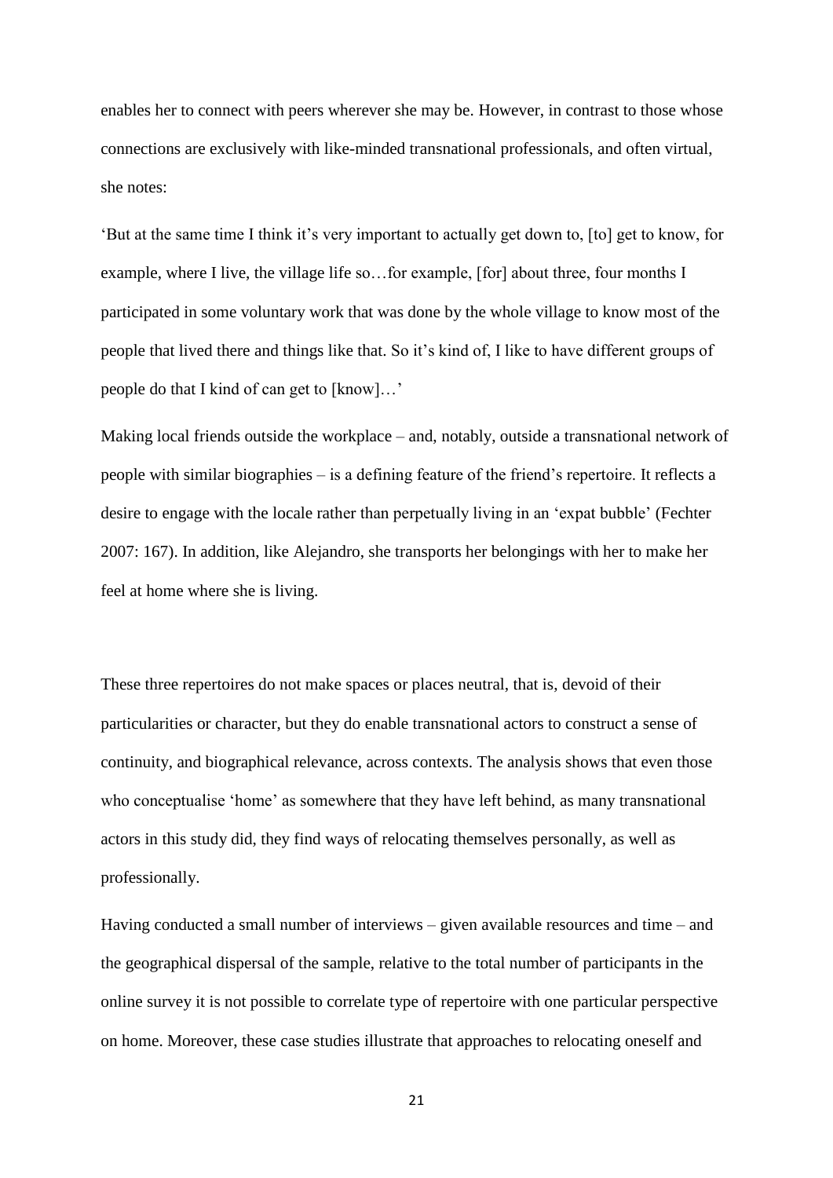enables her to connect with peers wherever she may be. However, in contrast to those whose connections are exclusively with like-minded transnational professionals, and often virtual, she notes:

'But at the same time I think it's very important to actually get down to, [to] get to know, for example, where I live, the village life so…for example, [for] about three, four months I participated in some voluntary work that was done by the whole village to know most of the people that lived there and things like that. So it's kind of, I like to have different groups of people do that I kind of can get to [know]…'

Making local friends outside the workplace – and, notably, outside a transnational network of people with similar biographies – is a defining feature of the friend's repertoire. It reflects a desire to engage with the locale rather than perpetually living in an 'expat bubble' (Fechter 2007: 167). In addition, like Alejandro, she transports her belongings with her to make her feel at home where she is living.

These three repertoires do not make spaces or places neutral, that is, devoid of their particularities or character, but they do enable transnational actors to construct a sense of continuity, and biographical relevance, across contexts. The analysis shows that even those who conceptualise 'home' as somewhere that they have left behind, as many transnational actors in this study did, they find ways of relocating themselves personally, as well as professionally.

Having conducted a small number of interviews – given available resources and time – and the geographical dispersal of the sample, relative to the total number of participants in the online survey it is not possible to correlate type of repertoire with one particular perspective on home. Moreover, these case studies illustrate that approaches to relocating oneself and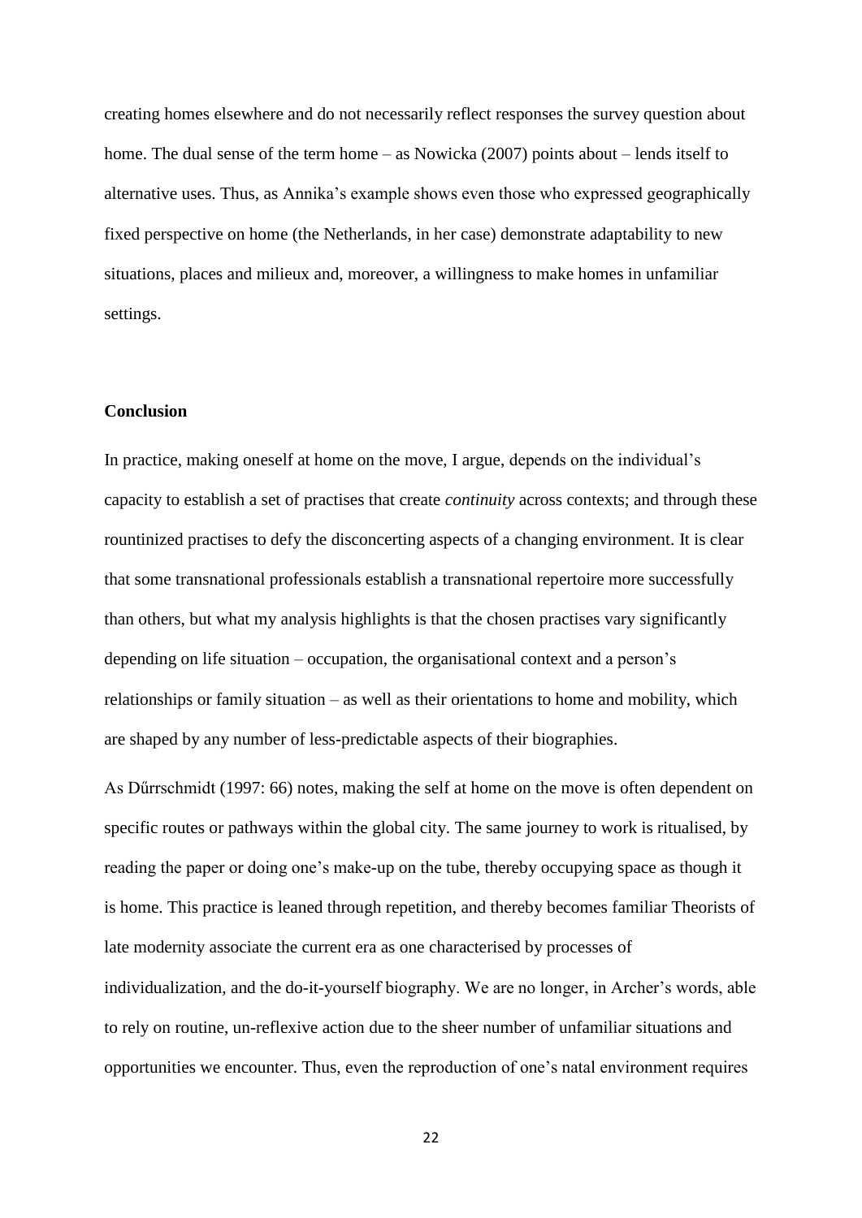creating homes elsewhere and do not necessarily reflect responses the survey question about home. The dual sense of the term home – as Nowicka (2007) points about – lends itself to alternative uses. Thus, as Annika's example shows even those who expressed geographically fixed perspective on home (the Netherlands, in her case) demonstrate adaptability to new situations, places and milieux and, moreover, a willingness to make homes in unfamiliar settings.

## Conclusion

In practice, making oneself at home on the move, I argue, depends on the individual's capacity to establish a set of practises that create *continuity* across contexts; and through these rountinized practises to defy the disconcerting aspects of a changing environment. It is clear that some transnational professionals establish a transnational repertoire more successfully than others, but what my analysis highlights is that the chosen practises vary significantly depending on life situation – occupation, the organisational context and a person's relationships or family situation – as well as their orientations to home and mobility, which are shaped by any number of less-predictable aspects of their biographies.

As Dűrrschmidt (1997: 66) notes, making the self at home on the move is often dependent on specific routes or pathways within the global city. The same journey to work is ritualised, by reading the paper or doing one's make-up on the tube, thereby occupying space as though it is home. This practice is leaned through repetition, and thereby becomes familiar Theorists of late modernity associate the current era as one characterised by processes of individualization, and the do-it-yourself biography. We are no longer, in Archer's words, able to rely on routine, un-reflexive action due to the sheer number of unfamiliar situations and opportunities we encounter. Thus, even the reproduction of one's natal environment requires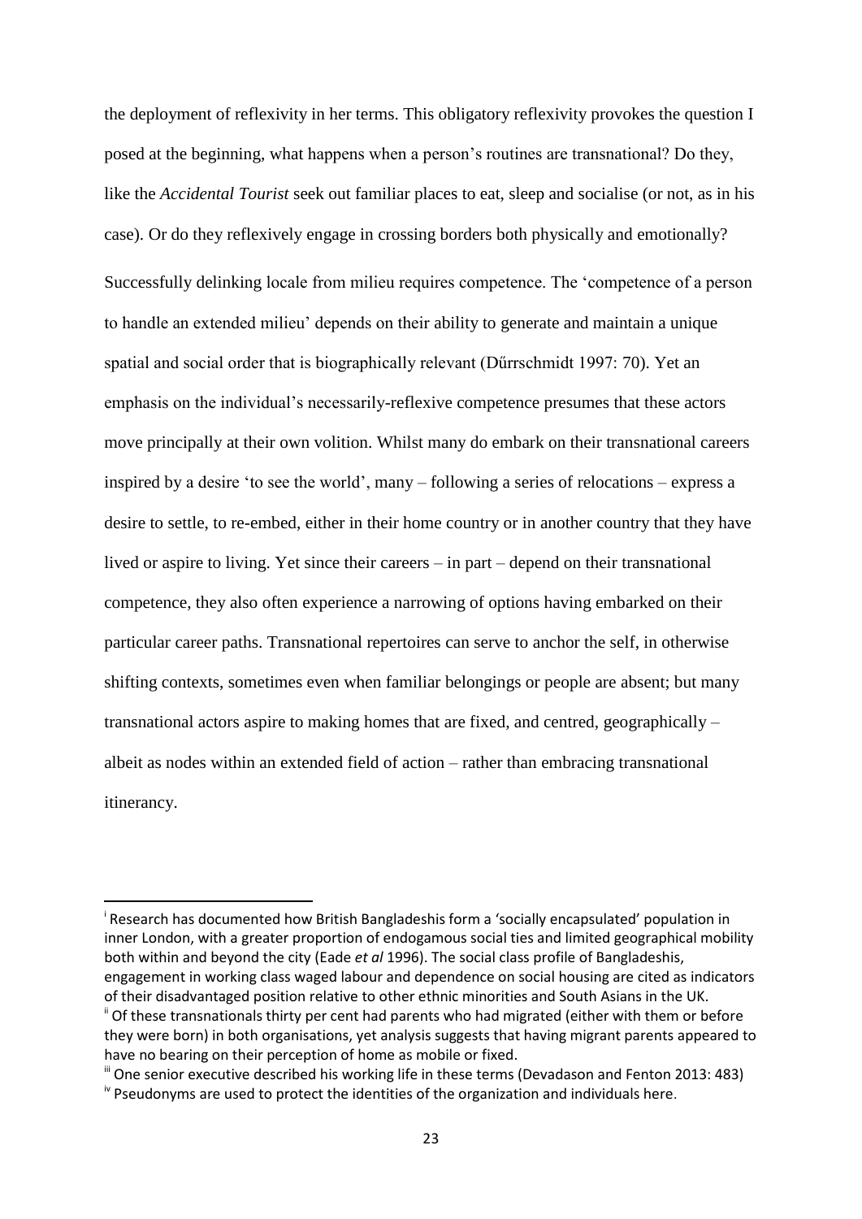the deployment of reflexivity in her terms. This obligatory reflexivity provokes the question I posed at the beginning, what happens when a person's routines are transnational? Do they, like the *Accidental Tourist* seek out familiar places to eat, sleep and socialise (or not, as in his case). Or do they reflexively engage in crossing borders both physically and emotionally?

Successfully delinking locale from milieu requires competence. The 'competence of a person to handle an extended milieu' depends on their ability to generate and maintain a unique spatial and social order that is biographically relevant (Dűrrschmidt 1997: 70). Yet an emphasis on the individual's necessarily-reflexive competence presumes that these actors move principally at their own volition. Whilst many do embark on their transnational careers inspired by a desire 'to see the world', many – following a series of relocations – express a desire to settle, to re-embed, either in their home country or in another country that they have lived or aspire to living. Yet since their careers – in part – depend on their transnational competence, they also often experience a narrowing of options having embarked on their particular career paths. Transnational repertoires can serve to anchor the self, in otherwise shifting contexts, sometimes even when familiar belongings or people are absent; but many transnational actors aspire to making homes that are fixed, and centred, geographically – albeit as nodes within an extended field of action – rather than embracing transnational itinerancy.

---

[i] Research has documented how British Bangladeshis form a 'socially encapsulated' population in inner London, with a greater proportion of endogamous social ties and limited geographical mobility both within and beyond the city (Eade *et al* 1996). The social class profile of Bangladeshis, engagement in working class waged labour and dependence on social housing are cited as indicators of their disadvantaged position relative to other ethnic minorities and South Asians in the UK.

[ii] Of these transnationals thirty per cent had parents who had migrated (either with them or before they were born) in both organisations, yet analysis suggests that having migrant parents appeared to have no bearing on their perception of home as mobile or fixed.

[iii] One senior executive described his working life in these terms (Devadason and Fenton 2013: 483)

[iv] Pseudonyms are used to protect the identities of the organization and individuals here.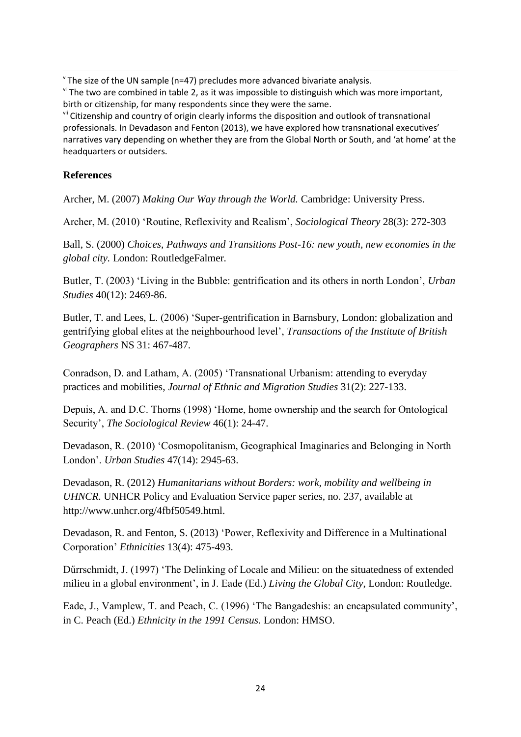[v] The size of the UN sample (n=47) precludes more advanced bivariate analysis.

[vi] The two are combined in table 2, as it was impossible to distinguish which was more important, birth or citizenship, for many respondents since they were the same.

[vii] Citizenship and country of origin clearly informs the disposition and outlook of transnational professionals. In Devadason and Fenton (2013), we have explored how transnational executives' narratives vary depending on whether they are from the Global North or South, and 'at home' at the headquarters or outsiders.

## References

Archer, M. (2007) *Making Our Way through the World.* Cambridge: University Press.

Archer, M. (2010) 'Routine, Reflexivity and Realism', *Sociological Theory* 28(3): 272-303

Ball, S. (2000) *Choices, Pathways and Transitions Post-16: new youth, new economies in the global city.* London: RoutledgeFalmer.

Butler, T. (2003) 'Living in the Bubble: gentrification and its others in north London', *Urban Studies* 40(12): 2469-86.

Butler, T. and Lees, L. (2006) 'Super-gentrification in Barnsbury, London: globalization and gentrifying global elites at the neighbourhood level', *Transactions of the Institute of British Geographers* NS 31: 467-487.

Conradson, D. and Latham, A. (2005) 'Transnational Urbanism: attending to everyday practices and mobilities, *Journal of Ethnic and Migration Studies* 31(2): 227-133.

Depuis, A. and D.C. Thorns (1998) 'Home, home ownership and the search for Ontological Security', *The Sociological Review* 46(1): 24-47.

Devadason, R. (2010) 'Cosmopolitanism, Geographical Imaginaries and Belonging in North London'. *Urban Studies* 47(14): 2945-63.

Devadason, R. (2012) *Humanitarians without Borders: work, mobility and wellbeing in UHNCR.* UNHCR Policy and Evaluation Service paper series, no. 237, available at http://www.unhcr.org/4fbf50549.html.

Devadason, R. and Fenton, S. (2013) 'Power, Reflexivity and Difference in a Multinational Corporation' *Ethnicities* 13(4): 475-493.

Dűrrschmidt, J. (1997) 'The Delinking of Locale and Milieu: on the situatedness of extended milieu in a global environment', in J. Eade (Ed.) *Living the Global City*, London: Routledge.

Eade, J., Vamplew, T. and Peach, C. (1996) 'The Bangadeshis: an encapsulated community', in C. Peach (Ed.) *Ethnicity in the 1991 Census*. London: HMSO.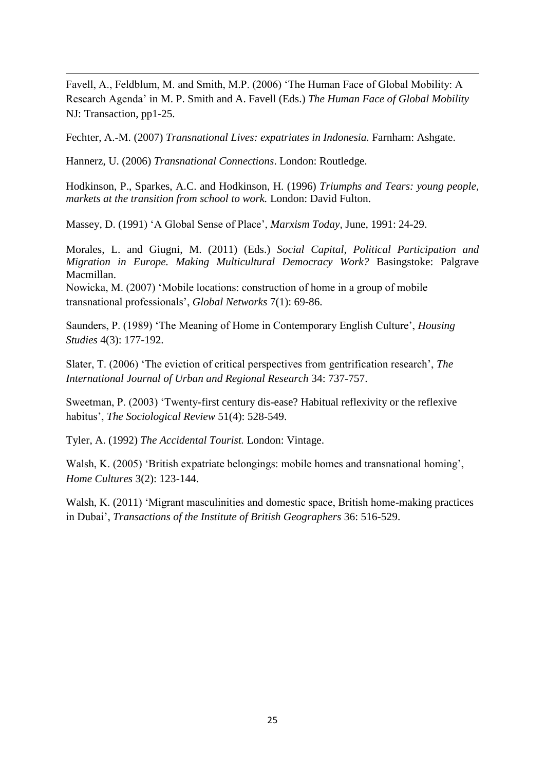Favell, A., Feldblum, M. and Smith, M.P. (2006) 'The Human Face of Global Mobility: A Research Agenda' in M. P. Smith and A. Favell (Eds.) *The Human Face of Global Mobility* NJ: Transaction, pp1-25.

Fechter, A.-M. (2007) *Transnational Lives: expatriates in Indonesia.* Farnham: Ashgate.

Hannerz, U. (2006) *Transnational Connections*. London: Routledge.

Hodkinson, P., Sparkes, A.C. and Hodkinson, H. (1996) *Triumphs and Tears: young people, markets at the transition from school to work.* London: David Fulton.

Massey, D. (1991) 'A Global Sense of Place', *Marxism Today,* June, 1991: 24-29.

Morales, L. and Giugni, M. (2011) (Eds.) *Social Capital, Political Participation and Migration in Europe. Making Multicultural Democracy Work?* Basingstoke: Palgrave Macmillan.

Nowicka, M. (2007) 'Mobile locations: construction of home in a group of mobile transnational professionals', *Global Networks* 7(1): 69-86.

Saunders, P. (1989) 'The Meaning of Home in Contemporary English Culture', *Housing Studies* 4(3): 177-192.

Slater, T. (2006) 'The eviction of critical perspectives from gentrification research', *The International Journal of Urban and Regional Research* 34: 737-757.

Sweetman, P. (2003) 'Twenty-first century dis-ease? Habitual reflexivity or the reflexive habitus', *The Sociological Review* 51(4): 528-549.

Tyler, A. (1992) *The Accidental Tourist.* London: Vintage.

Walsh, K. (2005) 'British expatriate belongings: mobile homes and transnational homing', *Home Cultures* 3(2): 123-144.

Walsh, K. (2011) 'Migrant masculinities and domestic space, British home-making practices in Dubai', *Transactions of the Institute of British Geographers* 36: 516-529.